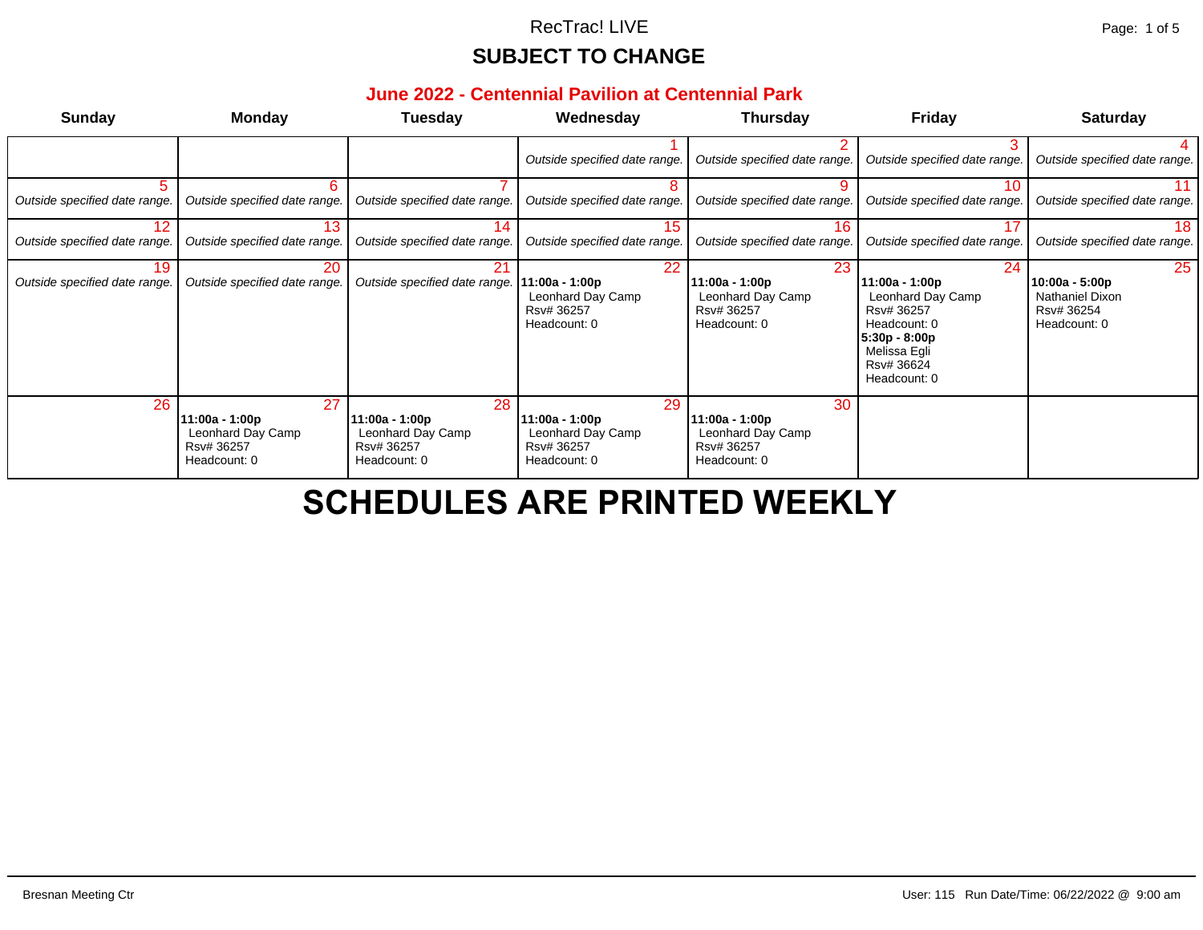RecTrac! LIVE

## SUBJECT TO CHANGE

### June 2022 - Centennial Pavilion at Centennial Park

| Sunday | Monday | Tuesday | Wednesday | Thursday | Friday | Saturday |
|---|---|---|---|---|---|---|
| | | | 1 *Outside specified date range.* | 2 *Outside specified date range.* | 3 *Outside specified date range.* | 4 *Outside specified date range.* |
| 5 *Outside specified date range.* | 6 *Outside specified date range.* | 7 *Outside specified date range.* | 8 *Outside specified date range.* | 9 *Outside specified date range.* | 10 *Outside specified date range.* | 11 *Outside specified date range.* |
| 12 *Outside specified date range.* | 13 *Outside specified date range.* | 14 *Outside specified date range.* | 15 *Outside specified date range.* | 16 *Outside specified date range.* | 17 *Outside specified date range.* | 18 *Outside specified date range.* |
| 19 *Outside specified date range.* | 20 *Outside specified date range.* | 21 *Outside specified date range.* | 22 **11:00a - 1:00p** Leonhard Day Camp Rsv# 36257 Headcount: 0 | 23 **11:00a - 1:00p** Leonhard Day Camp Rsv# 36257 Headcount: 0 | 24 **11:00a - 1:00p** Leonhard Day Camp Rsv# 36257 Headcount: 0 **5:30p - 8:00p** Melissa Egli Rsv# 36624 Headcount: 0 | 25 **10:00a - 5:00p** Nathaniel Dixon Rsv# 36254 Headcount: 0 |
| 26 | 27 **11:00a - 1:00p** Leonhard Day Camp Rsv# 36257 Headcount: 0 | 28 **11:00a - 1:00p** Leonhard Day Camp Rsv# 36257 Headcount: 0 | 29 **11:00a - 1:00p** Leonhard Day Camp Rsv# 36257 Headcount: 0 | 30 **11:00a - 1:00p** Leonhard Day Camp Rsv# 36257 Headcount: 0 | | |

# SCHEDULES ARE PRINTED WEEKLY

Bresnan Meeting Ctr

User: 115 Run Date/Time: 06/22/2022 @ 9:00 am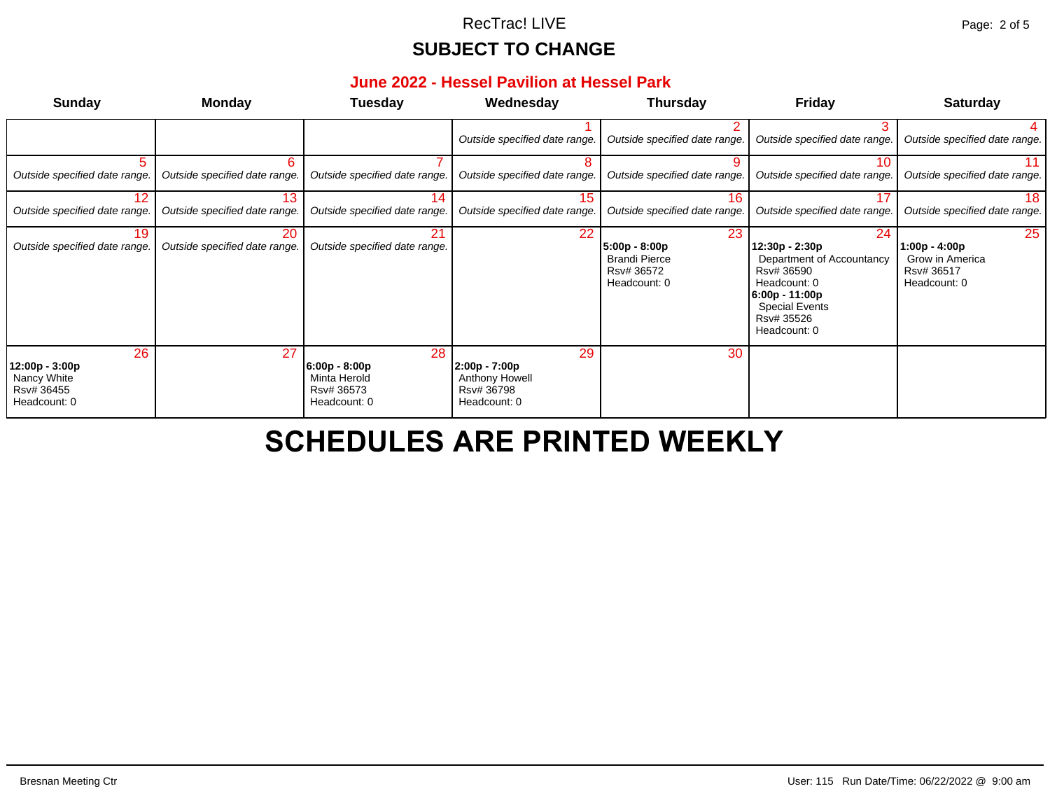RecTrac! LIVE

## SUBJECT TO CHANGE

### June 2022 - Hessel Pavilion at Hessel Park

| Sunday | Monday | Tuesday | Wednesday | Thursday | Friday | Saturday |
|---|---|---|---|---|---|---|
| | | | 1 *Outside specified date range.* | 2 *Outside specified date range.* | 3 *Outside specified date range.* | 4 *Outside specified date range.* |
| 5 *Outside specified date range.* | 6 *Outside specified date range.* | 7 *Outside specified date range.* | 8 *Outside specified date range.* | 9 *Outside specified date range.* | 10 *Outside specified date range.* | 11 *Outside specified date range.* |
| 12 *Outside specified date range.* | 13 *Outside specified date range.* | 14 *Outside specified date range.* | 15 *Outside specified date range.* | 16 *Outside specified date range.* | 17 *Outside specified date range.* | 18 *Outside specified date range.* |
| 19 *Outside specified date range.* | 20 *Outside specified date range.* | 21 *Outside specified date range.* | 22 | 23 **5:00p - 8:00p** Brandi Pierce Rsv# 36572 Headcount: 0 | 24 **12:30p - 2:30p** Department of Accountancy Rsv# 36590 Headcount: 0 **6:00p - 11:00p** Special Events Rsv# 35526 Headcount: 0 | 25 **1:00p - 4:00p** Grow in America Rsv# 36517 Headcount: 0 |
| 26 **12:00p - 3:00p** Nancy White Rsv# 36455 Headcount: 0 | 27 | 28 **6:00p - 8:00p** Minta Herold Rsv# 36573 Headcount: 0 | 29 **2:00p - 7:00p** Anthony Howell Rsv# 36798 Headcount: 0 | 30 | | |

# SCHEDULES ARE PRINTED WEEKLY

Bresnan Meeting Ctr

User: 115 Run Date/Time: 06/22/2022 @ 9:00 am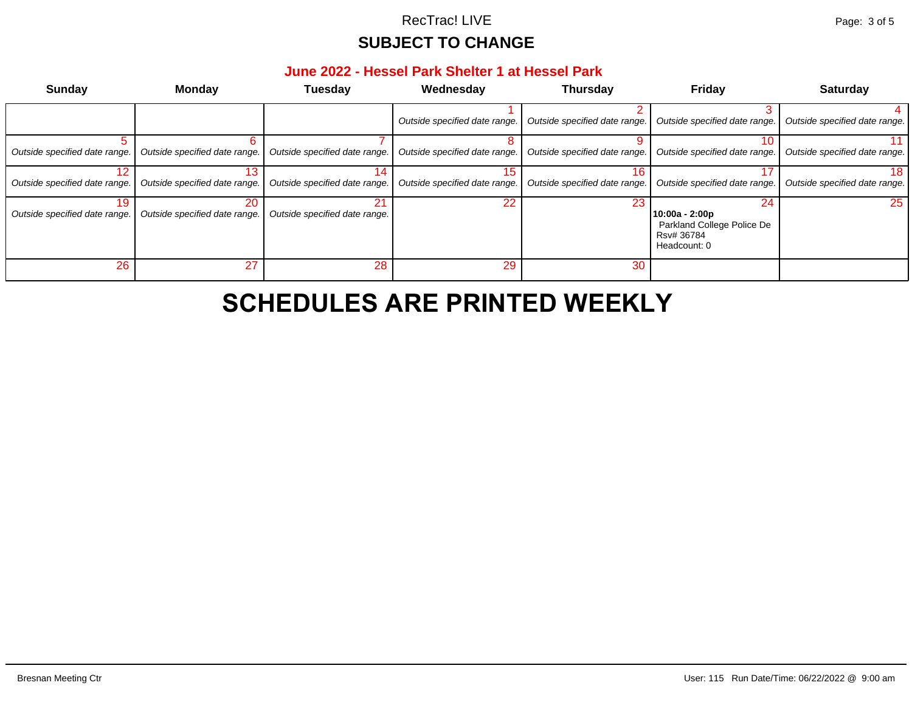RecTrac! LIVE

## SUBJECT TO CHANGE

### June 2022 - Hessel Park Shelter 1 at Hessel Park

| Sunday | Monday | Tuesday | Wednesday | Thursday | Friday | Saturday |
|---|---|---|---|---|---|---|
| | | | 1 *Outside specified date range.* | 2 *Outside specified date range.* | 3 *Outside specified date range.* | 4 *Outside specified date range.* |
| 5 *Outside specified date range.* | 6 *Outside specified date range.* | 7 *Outside specified date range.* | 8 *Outside specified date range.* | 9 *Outside specified date range.* | 10 *Outside specified date range.* | 11 *Outside specified date range.* |
| 12 *Outside specified date range.* | 13 *Outside specified date range.* | 14 *Outside specified date range.* | 15 *Outside specified date range.* | 16 *Outside specified date range.* | 17 *Outside specified date range.* | 18 *Outside specified date range.* |
| 19 *Outside specified date range.* | 20 *Outside specified date range.* | 21 *Outside specified date range.* | 22 | 23 | 24 **10:00a - 2:00p** Parkland College Police De Rsv# 36784 Headcount: 0 | 25 |
| 26 | 27 | 28 | 29 | 30 | | |

# SCHEDULES ARE PRINTED WEEKLY

Bresnan Meeting Ctr

User: 115 Run Date/Time: 06/22/2022 @ 9:00 am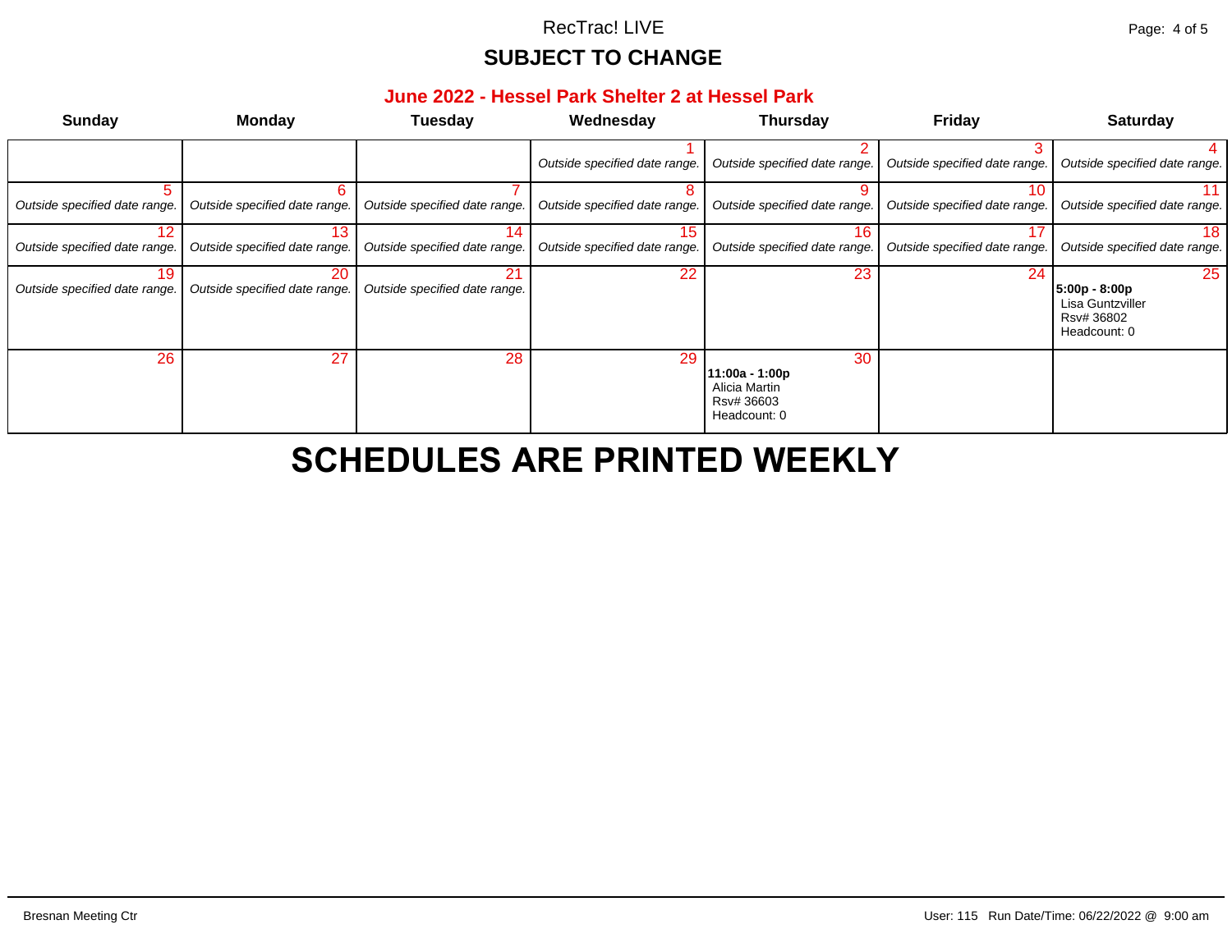RecTrac! LIVE

## SUBJECT TO CHANGE

### June 2022 - Hessel Park Shelter 2 at Hessel Park

| Sunday | Monday | Tuesday | Wednesday | Thursday | Friday | Saturday |
|---|---|---|---|---|---|---|
| | | | 1 *Outside specified date range.* | 2 *Outside specified date range.* | 3 *Outside specified date range.* | 4 *Outside specified date range.* |
| 5 *Outside specified date range.* | 6 *Outside specified date range.* | 7 *Outside specified date range.* | 8 *Outside specified date range.* | 9 *Outside specified date range.* | 10 *Outside specified date range.* | 11 *Outside specified date range.* |
| 12 *Outside specified date range.* | 13 *Outside specified date range.* | 14 *Outside specified date range.* | 15 *Outside specified date range.* | 16 *Outside specified date range.* | 17 *Outside specified date range.* | 18 *Outside specified date range.* |
| 19 *Outside specified date range.* | 20 *Outside specified date range.* | 21 *Outside specified date range.* | 22 | 23 | 24 | 25 **5:00p - 8:00p** Lisa Guntzviller Rsv# 36802 Headcount: 0 |
| 26 | 27 | 28 | 29 | 30 **11:00a - 1:00p** Alicia Martin Rsv# 36603 Headcount: 0 | | |

# SCHEDULES ARE PRINTED WEEKLY

Bresnan Meeting Ctr

User: 115 Run Date/Time: 06/22/2022 @ 9:00 am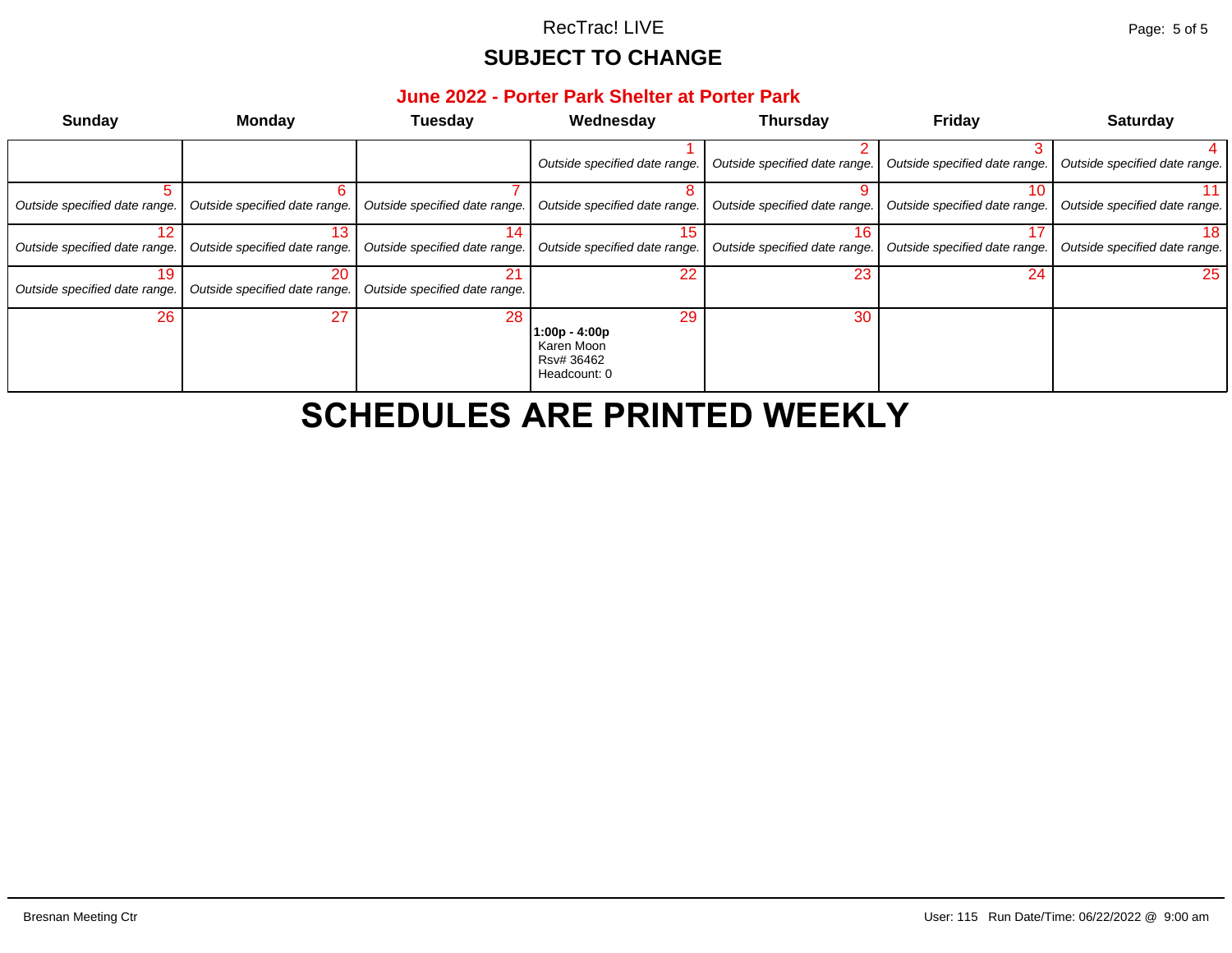RecTrac! LIVE

## SUBJECT TO CHANGE

### June 2022 - Porter Park Shelter at Porter Park

| Sunday | Monday | Tuesday | Wednesday | Thursday | Friday | Saturday |
|---|---|---|---|---|---|---|
| | | | 1 *Outside specified date range.* | 2 *Outside specified date range.* | 3 *Outside specified date range.* | 4 *Outside specified date range.* |
| 5 *Outside specified date range.* | 6 *Outside specified date range.* | 7 *Outside specified date range.* | 8 *Outside specified date range.* | 9 *Outside specified date range.* | 10 *Outside specified date range.* | 11 *Outside specified date range.* |
| 12 *Outside specified date range.* | 13 *Outside specified date range.* | 14 *Outside specified date range.* | 15 *Outside specified date range.* | 16 *Outside specified date range.* | 17 *Outside specified date range.* | 18 *Outside specified date range.* |
| 19 *Outside specified date range.* | 20 *Outside specified date range.* | 21 *Outside specified date range.* | 22 | 23 | 24 | 25 |
| 26 | 27 | 28 | 29 **1:00p - 4:00p** Karen Moon Rsv# 36462 Headcount: 0 | 30 | | |

# SCHEDULES ARE PRINTED WEEKLY

Bresnan Meeting Ctr

User: 115 Run Date/Time: 06/22/2022 @ 9:00 am